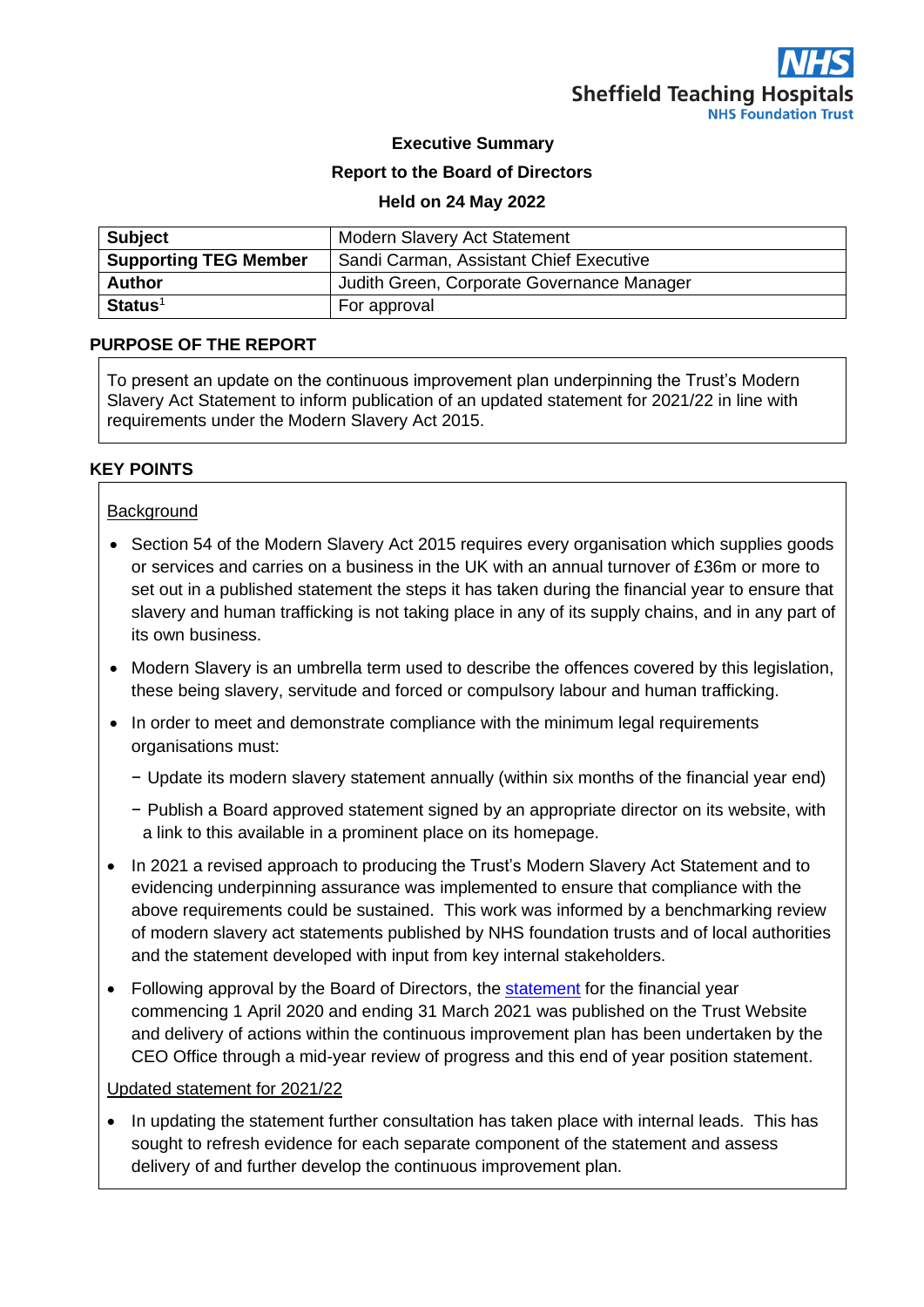**Sheffield Teaching Hospitals NHS Foundation Trust**

# Executive Summary

## Report to the Board of Directors

### Held on 24 May 2022

| Subject | Modern Slavery Act Statement |
| --- | --- |
| **Supporting TEG Member** | Sandi Carman, Assistant Chief Executive |
| **Author** | Judith Green, Corporate Governance Manager |
| **Status**[1] | For approval |

**PURPOSE OF THE REPORT**

To present an update on the continuous improvement plan underpinning the Trust's Modern Slavery Act Statement to inform publication of an updated statement for 2021/22 in line with requirements under the Modern Slavery Act 2015.

**KEY POINTS**

Background

- Section 54 of the Modern Slavery Act 2015 requires every organisation which supplies goods or services and carries on a business in the UK with an annual turnover of £36m or more to set out in a published statement the steps it has taken during the financial year to ensure that slavery and human trafficking is not taking place in any of its supply chains, and in any part of its own business.
- Modern Slavery is an umbrella term used to describe the offences covered by this legislation, these being slavery, servitude and forced or compulsory labour and human trafficking.
- In order to meet and demonstrate compliance with the minimum legal requirements organisations must:
  - Update its modern slavery statement annually (within six months of the financial year end)
  - Publish a Board approved statement signed by an appropriate director on its website, with a link to this available in a prominent place on its homepage.
- In 2021 a revised approach to producing the Trust's Modern Slavery Act Statement and to evidencing underpinning assurance was implemented to ensure that compliance with the above requirements could be sustained. This work was informed by a benchmarking review of modern slavery act statements published by NHS foundation trusts and of local authorities and the statement developed with input from key internal stakeholders.
- Following approval by the Board of Directors, the statement for the financial year commencing 1 April 2020 and ending 31 March 2021 was published on the Trust Website and delivery of actions within the continuous improvement plan has been undertaken by the CEO Office through a mid-year review of progress and this end of year position statement.

Updated statement for 2021/22

- In updating the statement further consultation has taken place with internal leads. This has sought to refresh evidence for each separate component of the statement and assess delivery of and further develop the continuous improvement plan.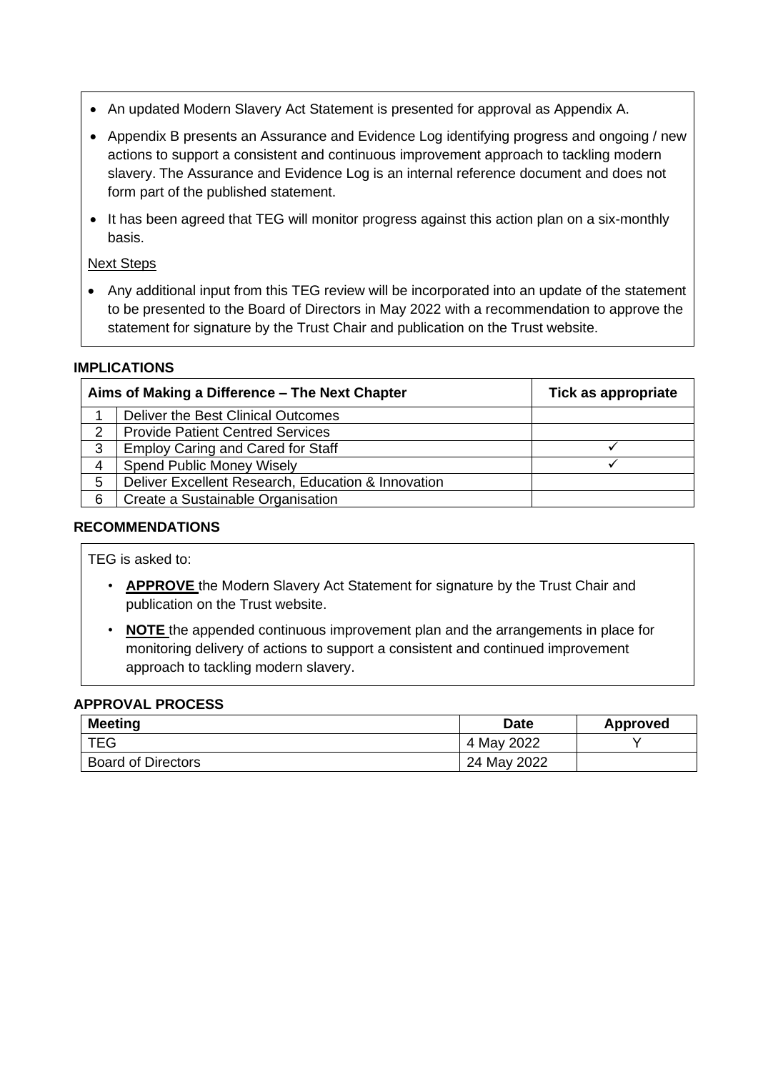- An updated Modern Slavery Act Statement is presented for approval as Appendix A.
- Appendix B presents an Assurance and Evidence Log identifying progress and ongoing / new actions to support a consistent and continuous improvement approach to tackling modern slavery. The Assurance and Evidence Log is an internal reference document and does not form part of the published statement.
- It has been agreed that TEG will monitor progress against this action plan on a six-monthly basis.

Next Steps

- Any additional input from this TEG review will be incorporated into an update of the statement to be presented to the Board of Directors in May 2022 with a recommendation to approve the statement for signature by the Trust Chair and publication on the Trust website.

**IMPLICATIONS**

| Aims of Making a Difference – The Next Chapter | | Tick as appropriate |
|---|---|---|
| 1 | Deliver the Best Clinical Outcomes | |
| 2 | Provide Patient Centred Services | |
| 3 | Employ Caring and Cared for Staff | ✓ |
| 4 | Spend Public Money Wisely | ✓ |
| 5 | Deliver Excellent Research, Education & Innovation | |
| 6 | Create a Sustainable Organisation | |

**RECOMMENDATIONS**

TEG is asked to:

- **APPROVE** the Modern Slavery Act Statement for signature by the Trust Chair and publication on the Trust website.
- **NOTE** the appended continuous improvement plan and the arrangements in place for monitoring delivery of actions to support a consistent and continued improvement approach to tackling modern slavery.

**APPROVAL PROCESS**

| Meeting | Date | Approved |
|---|---|---|
| TEG | 4 May 2022 | Y |
| Board of Directors | 24 May 2022 | |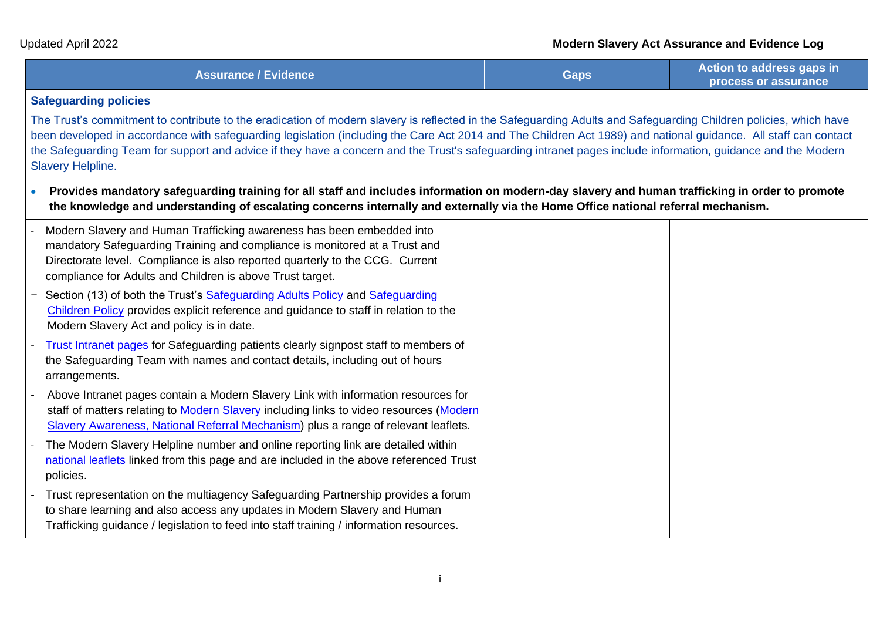| Assurance / Evidence | Gaps | Action to address gaps in process or assurance |
|---|---|---|
| **Safeguarding policies**<br>The Trust's commitment to contribute to the eradication of modern slavery is reflected in the Safeguarding Adults and Safeguarding Children policies, which have been developed in accordance with safeguarding legislation (including the Care Act 2014 and The Children Act 1989) and national guidance. All staff can contact the Safeguarding Team for support and advice if they have a concern and the Trust's safeguarding intranet pages include information, guidance and the Modern Slavery Helpline. | | |
| • **Provides mandatory safeguarding training for all staff and includes information on modern-day slavery and human trafficking in order to promote the knowledge and understanding of escalating concerns internally and externally via the Home Office national referral mechanism.** | | |
| - Modern Slavery and Human Trafficking awareness has been embedded into mandatory Safeguarding Training and compliance is monitored at a Trust and Directorate level. Compliance is also reported quarterly to the CCG. Current compliance for Adults and Children is above Trust target.<br>- Section (13) of both the Trust's Safeguarding Adults Policy and Safeguarding Children Policy provides explicit reference and guidance to staff in relation to the Modern Slavery Act and policy is in date.<br>- Trust Intranet pages for Safeguarding patients clearly signpost staff to members of the Safeguarding Team with names and contact details, including out of hours arrangements.<br>- Above Intranet pages contain a Modern Slavery Link with information resources for staff of matters relating to Modern Slavery including links to video resources (Modern Slavery Awareness, National Referral Mechanism) plus a range of relevant leaflets.<br>- The Modern Slavery Helpline number and online reporting link are detailed within national leaflets linked from this page and are included in the above referenced Trust policies.<br>- Trust representation on the multiagency Safeguarding Partnership provides a forum to share learning and also access any updates in Modern Slavery and Human Trafficking guidance / legislation to feed into staff training / information resources. | | |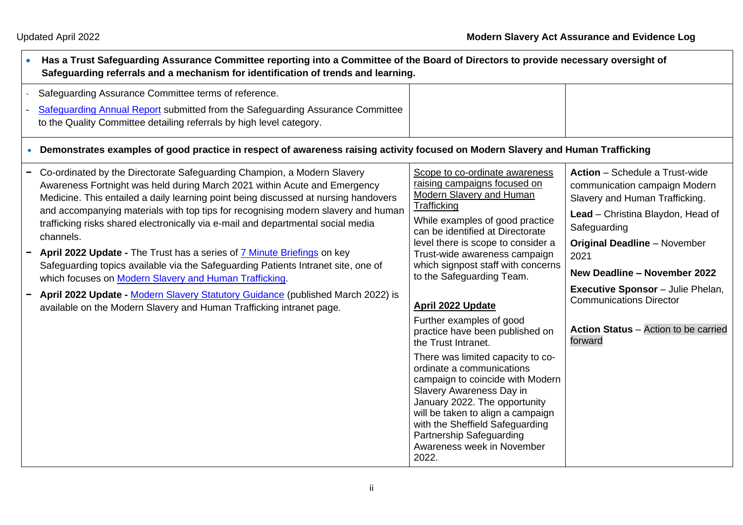| | | |
|---|---|---|
| **Has a Trust Safeguarding Assurance Committee reporting into a Committee of the Board of Directors to provide necessary oversight of Safeguarding referrals and a mechanism for identification of trends and learning.** | | |
| - Safeguarding Assurance Committee terms of reference.<br>- Safeguarding Annual Report submitted from the Safeguarding Assurance Committee to the Quality Committee detailing referrals by high level category. | | |
| **Demonstrates examples of good practice in respect of awareness raising activity focused on Modern Slavery and Human Trafficking** | | |
| - Co-ordinated by the Directorate Safeguarding Champion, a Modern Slavery Awareness Fortnight was held during March 2021 within Acute and Emergency Medicine. This entailed a daily learning point being discussed at nursing handovers and accompanying materials with top tips for recognising modern slavery and human trafficking risks shared electronically via e-mail and departmental social media channels.<br>- **April 2022 Update -** The Trust has a series of 7 Minute Briefings on key Safeguarding topics available via the Safeguarding Patients Intranet site, one of which focuses on Modern Slavery and Human Trafficking.<br>- **April 2022 Update -** Modern Slavery Statutory Guidance (published March 2022) is available on the Modern Slavery and Human Trafficking intranet page. | Scope to co-ordinate awareness raising campaigns focused on Modern Slavery and Human Trafficking<br><br>While examples of good practice can be identified at Directorate level there is scope to consider a Trust-wide awareness campaign which signpost staff with concerns to the Safeguarding Team.<br><br>**April 2022 Update**<br><br>Further examples of good practice have been published on the Trust Intranet.<br><br>There was limited capacity to co-ordinate a communications campaign to coincide with Modern Slavery Awareness Day in January 2022. The opportunity will be taken to align a campaign with the Sheffield Safeguarding Partnership Safeguarding Awareness week in November 2022. | **Action** – Schedule a Trust-wide communication campaign Modern Slavery and Human Trafficking.<br><br>**Lead** – Christina Blaydon, Head of Safeguarding<br><br>**Original Deadline** – November 2021<br><br>**New Deadline – November 2022**<br><br>**Executive Sponsor** – Julie Phelan, Communications Director<br><br>**Action Status** – Action to be carried forward |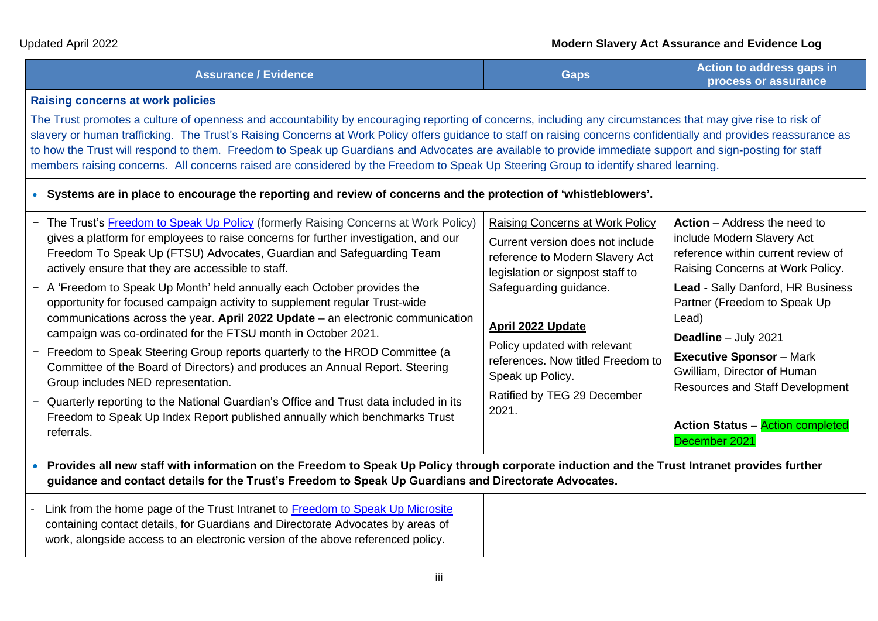| Assurance / Evidence | Gaps | Action to address gaps in process or assurance |
|---|---|---|
| **Raising concerns at work policies**<br><br>The Trust promotes a culture of openness and accountability by encouraging reporting of concerns, including any circumstances that may give rise to risk of slavery or human trafficking. The Trust's Raising Concerns at Work Policy offers guidance to staff on raising concerns confidentially and provides reassurance as to how the Trust will respond to them. Freedom to Speak up Guardians and Advocates are available to provide immediate support and sign-posting for staff members raising concerns. All concerns raised are considered by the Freedom to Speak Up Steering Group to identify shared learning. | | |
| • **Systems are in place to encourage the reporting and review of concerns and the protection of 'whistleblowers'.** | | |
| − The Trust's Freedom to Speak Up Policy (formerly Raising Concerns at Work Policy) gives a platform for employees to raise concerns for further investigation, and our Freedom To Speak Up (FTSU) Advocates, Guardian and Safeguarding Team actively ensure that they are accessible to staff.<br>− A 'Freedom to Speak Up Month' held annually each October provides the opportunity for focused campaign activity to supplement regular Trust-wide communications across the year. **April 2022 Update** – an electronic communication campaign was co-ordinated for the FTSU month in October 2021.<br>− Freedom to Speak Steering Group reports quarterly to the HROD Committee (a Committee of the Board of Directors) and produces an Annual Report. Steering Group includes NED representation.<br>− Quarterly reporting to the National Guardian's Office and Trust data included in its Freedom to Speak Up Index Report published annually which benchmarks Trust referrals. | Raising Concerns at Work Policy<br><br>Current version does not include reference to Modern Slavery Act legislation or signpost staff to Safeguarding guidance.<br><br>**April 2022 Update**<br><br>Policy updated with relevant references. Now titled Freedom to Speak up Policy.<br><br>Ratified by TEG 29 December 2021. | **Action** – Address the need to include Modern Slavery Act reference within current review of Raising Concerns at Work Policy.<br><br>**Lead** - Sally Danford, HR Business Partner (Freedom to Speak Up Lead)<br><br>**Deadline** – July 2021<br><br>**Executive Sponsor** – Mark Gwilliam, Director of Human Resources and Staff Development<br><br>**Action Status** – Action completed December 2021 |
| • **Provides all new staff with information on the Freedom to Speak Up Policy through corporate induction and the Trust Intranet provides further guidance and contact details for the Trust's Freedom to Speak Up Guardians and Directorate Advocates.** | | |
| - Link from the home page of the Trust Intranet to Freedom to Speak Up Microsite containing contact details, for Guardians and Directorate Advocates by areas of work, alongside access to an electronic version of the above referenced policy. | | |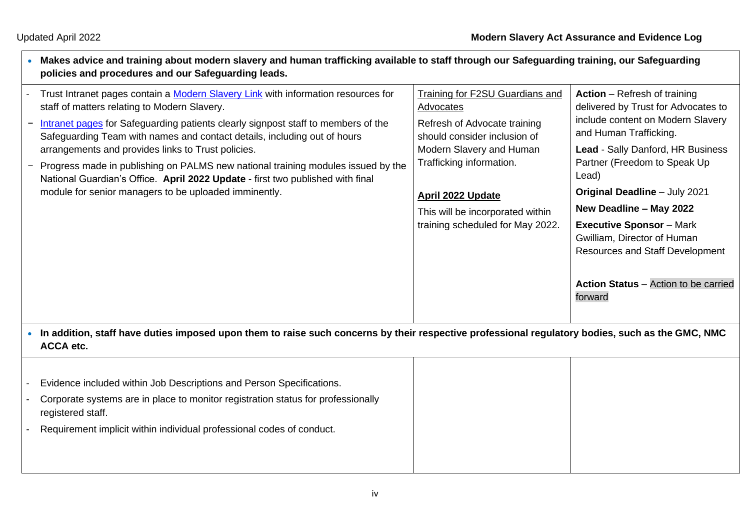| Makes advice and training about modern slavery and human trafficking available to staff through our Safeguarding training, our Safeguarding policies and procedures and our Safeguarding leads. | | |
|---|---|---|
| - Trust Intranet pages contain a Modern Slavery Link with information resources for staff of matters relating to Modern Slavery.<br>- Intranet pages for Safeguarding patients clearly signpost staff to members of the Safeguarding Team with names and contact details, including out of hours arrangements and provides links to Trust policies.<br>- Progress made in publishing on PALMS new national training modules issued by the National Guardian's Office. **April 2022 Update** - first two published with final module for senior managers to be uploaded imminently. | Training for F2SU Guardians and Advocates<br><br>Refresh of Advocate training should consider inclusion of Modern Slavery and Human Trafficking information.<br><br>**April 2022 Update**<br><br>This will be incorporated within training scheduled for May 2022. | **Action** – Refresh of training delivered by Trust for Advocates to include content on Modern Slavery and Human Trafficking.<br><br>**Lead** - Sally Danford, HR Business Partner (Freedom to Speak Up Lead)<br><br>**Original Deadline** – July 2021<br><br>**New Deadline – May 2022**<br><br>**Executive Sponsor** – Mark Gwilliam, Director of Human Resources and Staff Development<br><br>**Action Status** – Action to be carried forward |
| **In addition, staff have duties imposed upon them to raise such concerns by their respective professional regulatory bodies, such as the GMC, NMC ACCA etc.** | | |
| - Evidence included within Job Descriptions and Person Specifications.<br>- Corporate systems are in place to monitor registration status for professionally registered staff.<br>- Requirement implicit within individual professional codes of conduct. | | |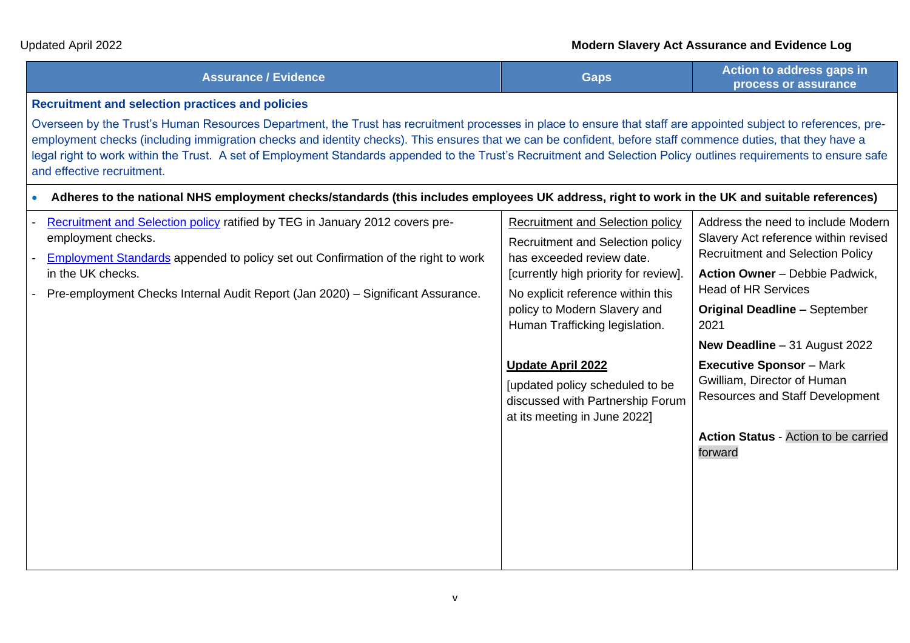Updated April 2022

**Modern Slavery Act Assurance and Evidence Log**

| Assurance / Evidence | Gaps | Action to address gaps in process or assurance |
|---|---|---|
| **Recruitment and selection practices and policies**<br><br>Overseen by the Trust's Human Resources Department, the Trust has recruitment processes in place to ensure that staff are appointed subject to references, pre-employment checks (including immigration checks and identity checks). This ensures that we can be confident, before staff commence duties, that they have a legal right to work within the Trust. A set of Employment Standards appended to the Trust's Recruitment and Selection Policy outlines requirements to ensure safe and effective recruitment. | | |
| • **Adheres to the national NHS employment checks/standards (this includes employees UK address, right to work in the UK and suitable references)** | | |
| - Recruitment and Selection policy ratified by TEG in January 2012 covers pre-employment checks.<br>- Employment Standards appended to policy set out Confirmation of the right to work in the UK checks.<br>- Pre-employment Checks Internal Audit Report (Jan 2020) – Significant Assurance. | Recruitment and Selection policy<br><br>Recruitment and Selection policy has exceeded review date. [currently high priority for review].<br><br>No explicit reference within this policy to Modern Slavery and Human Trafficking legislation.<br><br>**Update April 2022**<br><br>[updated policy scheduled to be discussed with Partnership Forum at its meeting in June 2022] | Address the need to include Modern Slavery Act reference within revised Recruitment and Selection Policy<br><br>**Action Owner** – Debbie Padwick, Head of HR Services<br><br>**Original Deadline –** September 2021<br><br>**New Deadline** – 31 August 2022<br><br>**Executive Sponsor** – Mark Gwilliam, Director of Human Resources and Staff Development<br><br>**Action Status** - Action to be carried forward |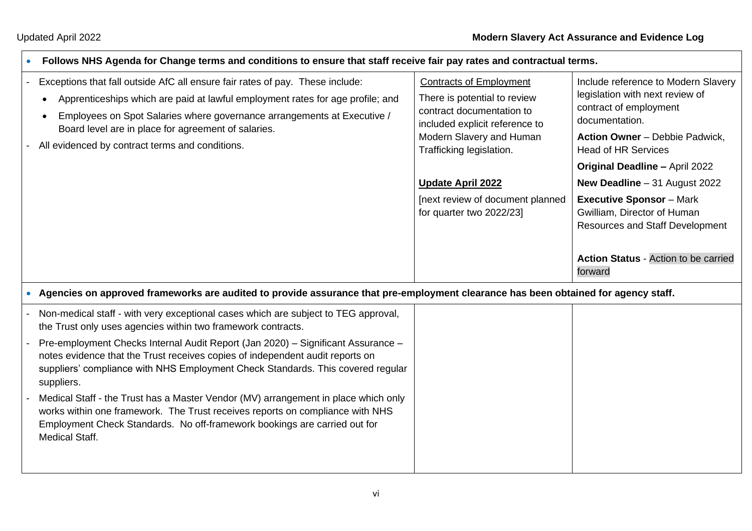| • **Follows NHS Agenda for Change terms and conditions to ensure that staff receive fair pay rates and contractual terms.** | | |
|---|---|---|
| - Exceptions that fall outside AfC all ensure fair rates of pay. These include:<br>• Apprenticeships which are paid at lawful employment rates for age profile; and<br>• Employees on Spot Salaries where governance arrangements at Executive / Board level are in place for agreement of salaries.<br>- All evidenced by contract terms and conditions. | Contracts of Employment<br>There is potential to review contract documentation to included explicit reference to Modern Slavery and Human Trafficking legislation.<br><br>**Update April 2022**<br>[next review of document planned for quarter two 2022/23] | Include reference to Modern Slavery legislation with next review of contract of employment documentation.<br>**Action Owner** – Debbie Padwick, Head of HR Services<br>**Original Deadline –** April 2022<br>**New Deadline** – 31 August 2022<br>**Executive Sponsor** – Mark Gwilliam, Director of Human Resources and Staff Development<br><br>**Action Status** - Action to be carried forward |
| • **Agencies on approved frameworks are audited to provide assurance that pre-employment clearance has been obtained for agency staff.** | | |
| - Non-medical staff - with very exceptional cases which are subject to TEG approval, the Trust only uses agencies within two framework contracts.<br>- Pre-employment Checks Internal Audit Report (Jan 2020) – Significant Assurance – notes evidence that the Trust receives copies of independent audit reports on suppliers' compliance with NHS Employment Check Standards. This covered regular suppliers.<br>- Medical Staff - the Trust has a Master Vendor (MV) arrangement in place which only works within one framework. The Trust receives reports on compliance with NHS Employment Check Standards. No off-framework bookings are carried out for Medical Staff. | | |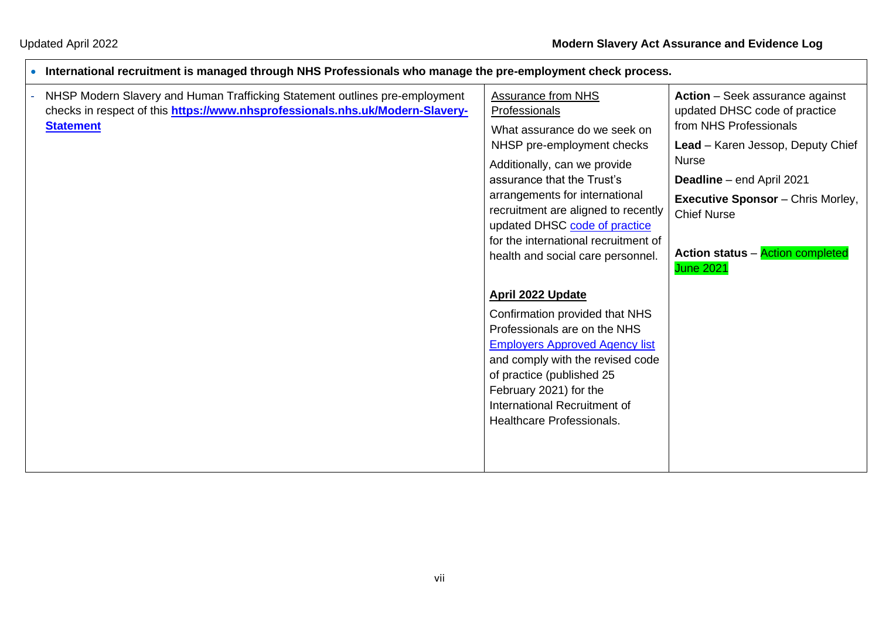| • **International recruitment is managed through NHS Professionals who manage the pre-employment check process.** | | |
|---|---|---|
| - NHSP Modern Slavery and Human Trafficking Statement outlines pre-employment checks in respect of this **https://www.nhsprofessionals.nhs.uk/Modern-Slavery-Statement** | Assurance from NHS Professionals<br><br>What assurance do we seek on NHSP pre-employment checks<br><br>Additionally, can we provide assurance that the Trust's arrangements for international recruitment are aligned to recently updated DHSC code of practice for the international recruitment of health and social care personnel.<br><br>**April 2022 Update**<br><br>Confirmation provided that NHS Professionals are on the NHS Employers Approved Agency list and comply with the revised code of practice (published 25 February 2021) for the International Recruitment of Healthcare Professionals. | **Action** – Seek assurance against updated DHSC code of practice from NHS Professionals<br><br>**Lead** – Karen Jessop, Deputy Chief Nurse<br><br>**Deadline** – end April 2021<br><br>**Executive Sponsor** – Chris Morley, Chief Nurse<br><br>**Action status** – Action completed June 2021 |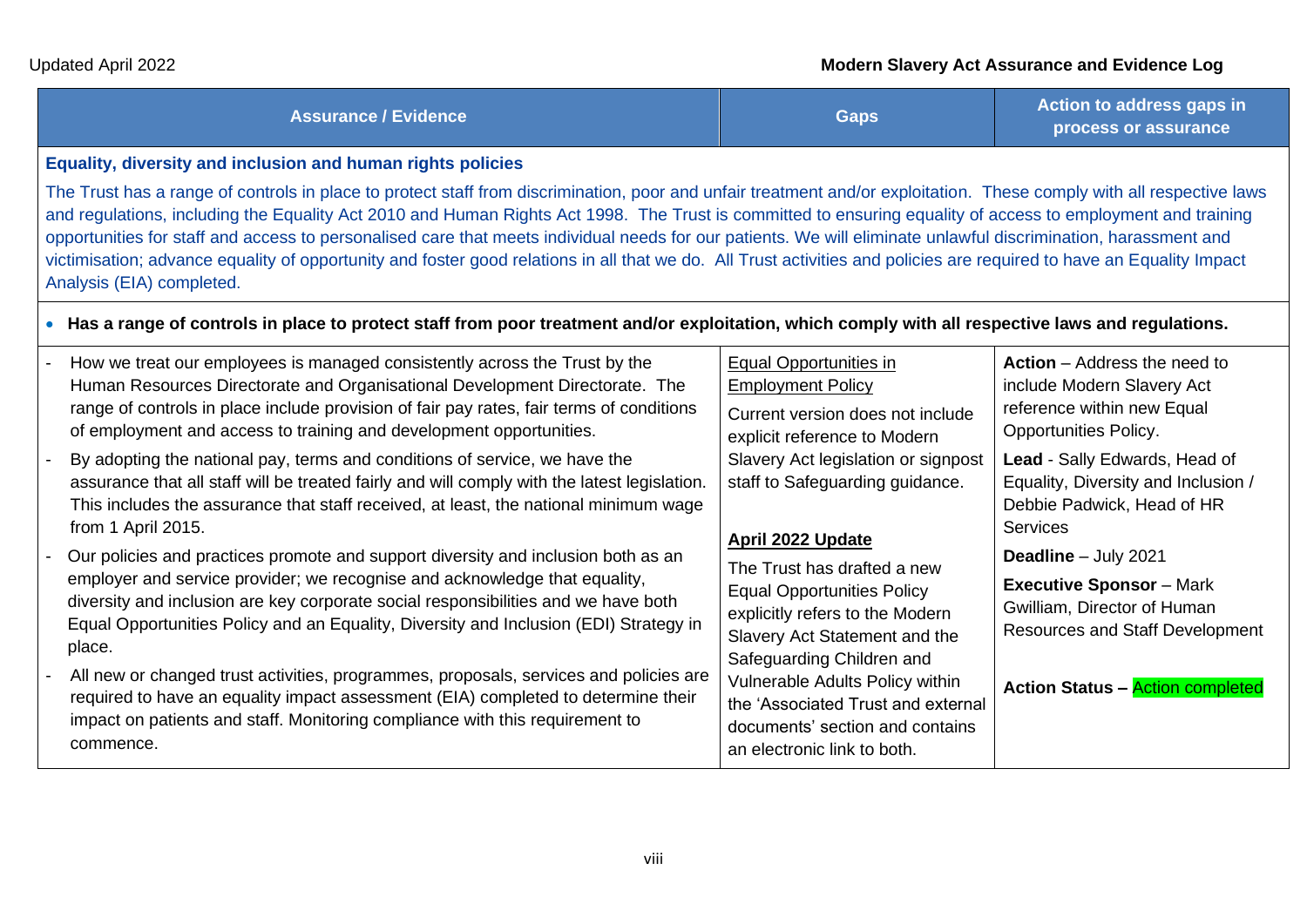| Assurance / Evidence | Gaps | Action to address gaps in process or assurance |
|---|---|---|
| **Equality, diversity and inclusion and human rights policies**<br><br>The Trust has a range of controls in place to protect staff from discrimination, poor and unfair treatment and/or exploitation. These comply with all respective laws and regulations, including the Equality Act 2010 and Human Rights Act 1998. The Trust is committed to ensuring equality of access to employment and training opportunities for staff and access to personalised care that meets individual needs for our patients. We will eliminate unlawful discrimination, harassment and victimisation; advance equality of opportunity and foster good relations in all that we do. All Trust activities and policies are required to have an Equality Impact Analysis (EIA) completed. | | |
| • **Has a range of controls in place to protect staff from poor treatment and/or exploitation, which comply with all respective laws and regulations.** | | |
| - How we treat our employees is managed consistently across the Trust by the Human Resources Directorate and Organisational Development Directorate. The range of controls in place include provision of fair pay rates, fair terms of conditions of employment and access to training and development opportunities.<br>- By adopting the national pay, terms and conditions of service, we have the assurance that all staff will be treated fairly and will comply with the latest legislation. This includes the assurance that staff received, at least, the national minimum wage from 1 April 2015.<br>- Our policies and practices promote and support diversity and inclusion both as an employer and service provider; we recognise and acknowledge that equality, diversity and inclusion are key corporate social responsibilities and we have both Equal Opportunities Policy and an Equality, Diversity and Inclusion (EDI) Strategy in place.<br>- All new or changed trust activities, programmes, proposals, services and policies are required to have an equality impact assessment (EIA) completed to determine their impact on patients and staff. Monitoring compliance with this requirement to commence. | Equal Opportunities in Employment Policy<br><br>Current version does not include explicit reference to Modern Slavery Act legislation or signpost staff to Safeguarding guidance.<br><br>**April 2022 Update**<br><br>The Trust has drafted a new Equal Opportunities Policy explicitly refers to the Modern Slavery Act Statement and the Safeguarding Children and Vulnerable Adults Policy within the 'Associated Trust and external documents' section and contains an electronic link to both. | **Action** – Address the need to include Modern Slavery Act reference within new Equal Opportunities Policy.<br><br>**Lead** - Sally Edwards, Head of Equality, Diversity and Inclusion / Debbie Padwick, Head of HR Services<br><br>**Deadline** – July 2021<br><br>**Executive Sponsor** – Mark Gwilliam, Director of Human Resources and Staff Development<br><br>**Action Status –** Action completed |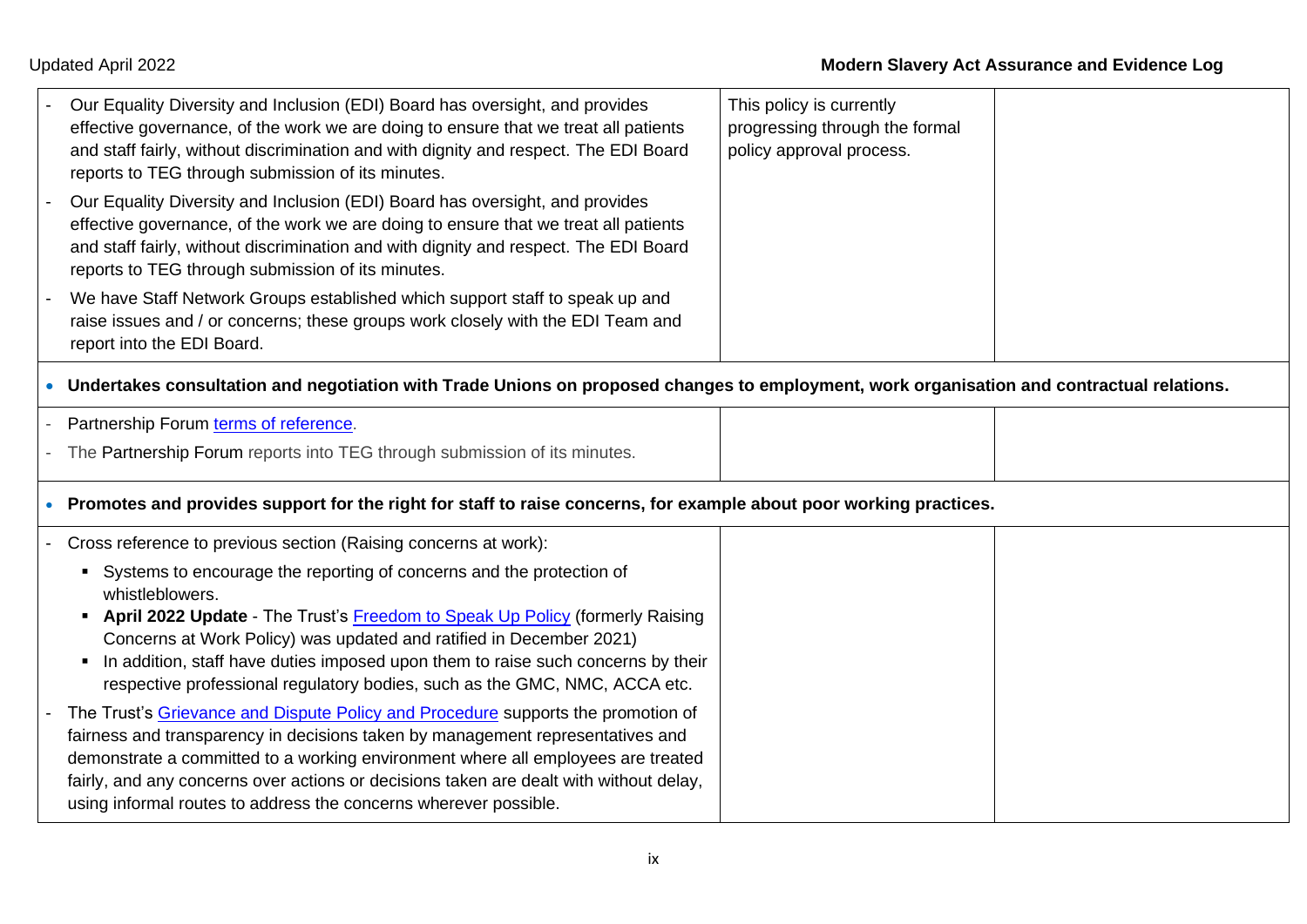| | | |
|---|---|---|
| - Our Equality Diversity and Inclusion (EDI) Board has oversight, and provides effective governance, of the work we are doing to ensure that we treat all patients and staff fairly, without discrimination and with dignity and respect. The EDI Board reports to TEG through submission of its minutes.<br>- Our Equality Diversity and Inclusion (EDI) Board has oversight, and provides effective governance, of the work we are doing to ensure that we treat all patients and staff fairly, without discrimination and with dignity and respect. The EDI Board reports to TEG through submission of its minutes.<br>- We have Staff Network Groups established which support staff to speak up and raise issues and / or concerns; these groups work closely with the EDI Team and report into the EDI Board. | This policy is currently progressing through the formal policy approval process. | |
| • **Undertakes consultation and negotiation with Trade Unions on proposed changes to employment, work organisation and contractual relations.** | | |
| - Partnership Forum terms of reference.<br>- The Partnership Forum reports into TEG through submission of its minutes. | | |
| • **Promotes and provides support for the right for staff to raise concerns, for example about poor working practices.** | | |
| - Cross reference to previous section (Raising concerns at work):<br>▪ Systems to encourage the reporting of concerns and the protection of whistleblowers.<br>▪ **April 2022 Update** - The Trust's Freedom to Speak Up Policy (formerly Raising Concerns at Work Policy) was updated and ratified in December 2021)<br>▪ In addition, staff have duties imposed upon them to raise such concerns by their respective professional regulatory bodies, such as the GMC, NMC, ACCA etc.<br>- The Trust's Grievance and Dispute Policy and Procedure supports the promotion of fairness and transparency in decisions taken by management representatives and demonstrate a committed to a working environment where all employees are treated fairly, and any concerns over actions or decisions taken are dealt with without delay, using informal routes to address the concerns wherever possible. | | |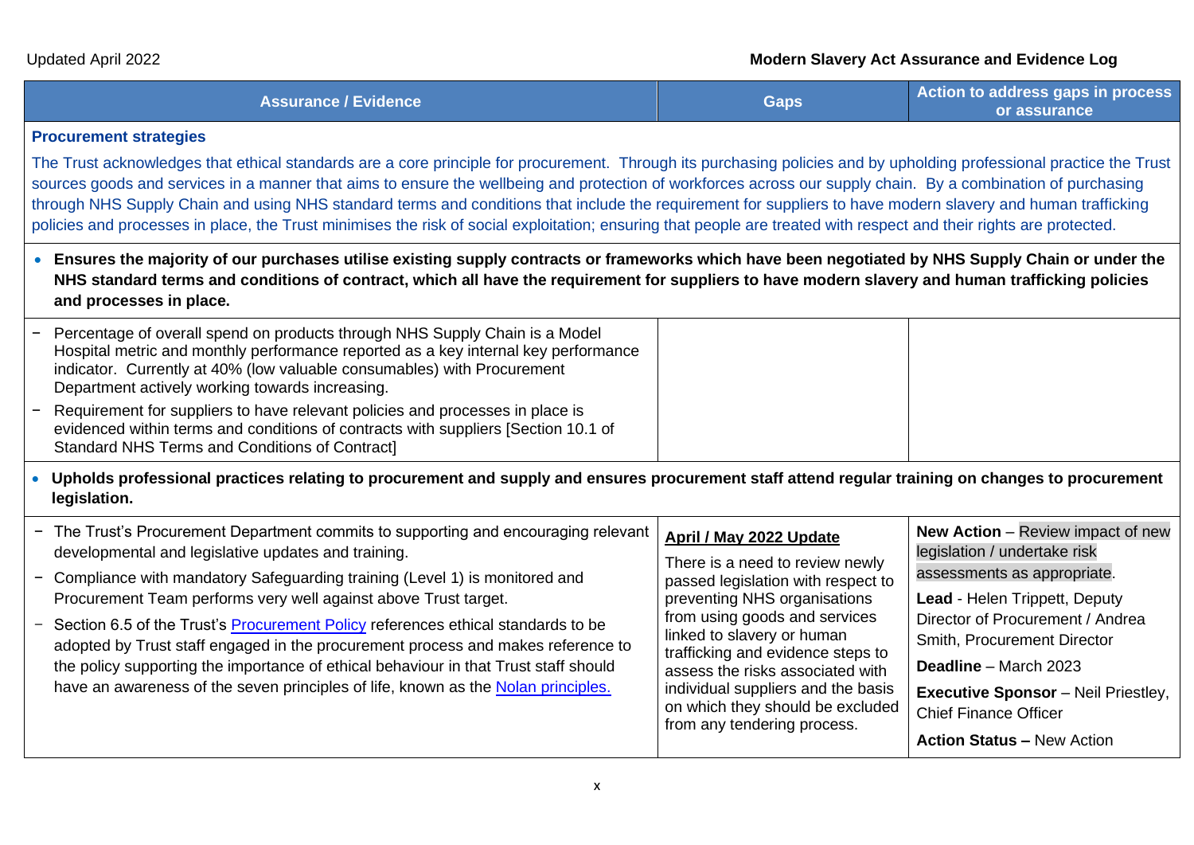| Assurance / Evidence | Gaps | Action to address gaps in process or assurance |
|---|---|---|
| **Procurement strategies**<br><br>The Trust acknowledges that ethical standards are a core principle for procurement. Through its purchasing policies and by upholding professional practice the Trust sources goods and services in a manner that aims to ensure the wellbeing and protection of workforces across our supply chain. By a combination of purchasing through NHS Supply Chain and using NHS standard terms and conditions that include the requirement for suppliers to have modern slavery and human trafficking policies and processes in place, the Trust minimises the risk of social exploitation; ensuring that people are treated with respect and their rights are protected. | | |
| • **Ensures the majority of our purchases utilise existing supply contracts or frameworks which have been negotiated by NHS Supply Chain or under the NHS standard terms and conditions of contract, which all have the requirement for suppliers to have modern slavery and human trafficking policies and processes in place.** | | |
| − Percentage of overall spend on products through NHS Supply Chain is a Model Hospital metric and monthly performance reported as a key internal key performance indicator. Currently at 40% (low valuable consumables) with Procurement Department actively working towards increasing.<br>− Requirement for suppliers to have relevant policies and processes in place is evidenced within terms and conditions of contracts with suppliers [Section 10.1 of Standard NHS Terms and Conditions of Contract] | | |
| • **Upholds professional practices relating to procurement and supply and ensures procurement staff attend regular training on changes to procurement legislation.** | | |
| − The Trust's Procurement Department commits to supporting and encouraging relevant developmental and legislative updates and training.<br>− Compliance with mandatory Safeguarding training (Level 1) is monitored and Procurement Team performs very well against above Trust target.<br>− Section 6.5 of the Trust's Procurement Policy references ethical standards to be adopted by Trust staff engaged in the procurement process and makes reference to the policy supporting the importance of ethical behaviour in that Trust staff should have an awareness of the seven principles of life, known as the Nolan principles. | **April / May 2022 Update**<br><br>There is a need to review newly passed legislation with respect to preventing NHS organisations from using goods and services linked to slavery or human trafficking and evidence steps to assess the risks associated with individual suppliers and the basis on which they should be excluded from any tendering process. | **New Action** – Review impact of new legislation / undertake risk assessments as appropriate.<br><br>**Lead** - Helen Trippett, Deputy Director of Procurement / Andrea Smith, Procurement Director<br><br>**Deadline** – March 2023<br><br>**Executive Sponsor** – Neil Priestley, Chief Finance Officer<br><br>**Action Status –** New Action |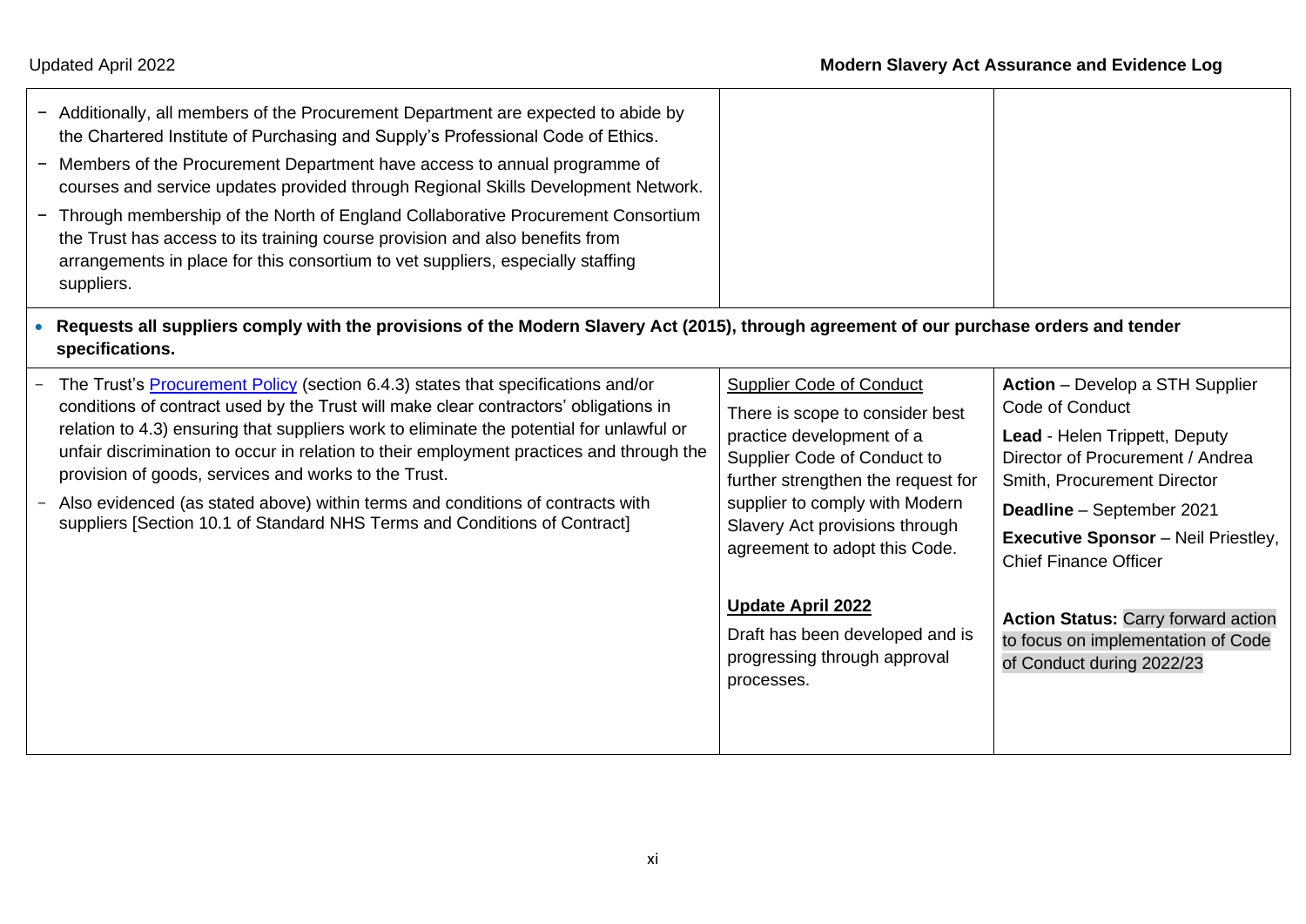| | | |
|---|---|---|
| − Additionally, all members of the Procurement Department are expected to abide by the Chartered Institute of Purchasing and Supply's Professional Code of Ethics.<br>− Members of the Procurement Department have access to annual programme of courses and service updates provided through Regional Skills Development Network.<br>− Through membership of the North of England Collaborative Procurement Consortium the Trust has access to its training course provision and also benefits from arrangements in place for this consortium to vet suppliers, especially staffing suppliers. | | |
| • **Requests all suppliers comply with the provisions of the Modern Slavery Act (2015), through agreement of our purchase orders and tender specifications.** | | |
| − The Trust's Procurement Policy (section 6.4.3) states that specifications and/or conditions of contract used by the Trust will make clear contractors' obligations in relation to 4.3) ensuring that suppliers work to eliminate the potential for unlawful or unfair discrimination to occur in relation to their employment practices and through the provision of goods, services and works to the Trust.<br>− Also evidenced (as stated above) within terms and conditions of contracts with suppliers [Section 10.1 of Standard NHS Terms and Conditions of Contract] | Supplier Code of Conduct<br>There is scope to consider best practice development of a Supplier Code of Conduct to further strengthen the request for supplier to comply with Modern Slavery Act provisions through agreement to adopt this Code.<br><br>**Update April 2022**<br>Draft has been developed and is progressing through approval processes. | **Action** – Develop a STH Supplier Code of Conduct<br>**Lead** - Helen Trippett, Deputy Director of Procurement / Andrea Smith, Procurement Director<br>**Deadline** – September 2021<br>**Executive Sponsor** – Neil Priestley, Chief Finance Officer<br><br>**Action Status:** Carry forward action to focus on implementation of Code of Conduct during 2022/23 |